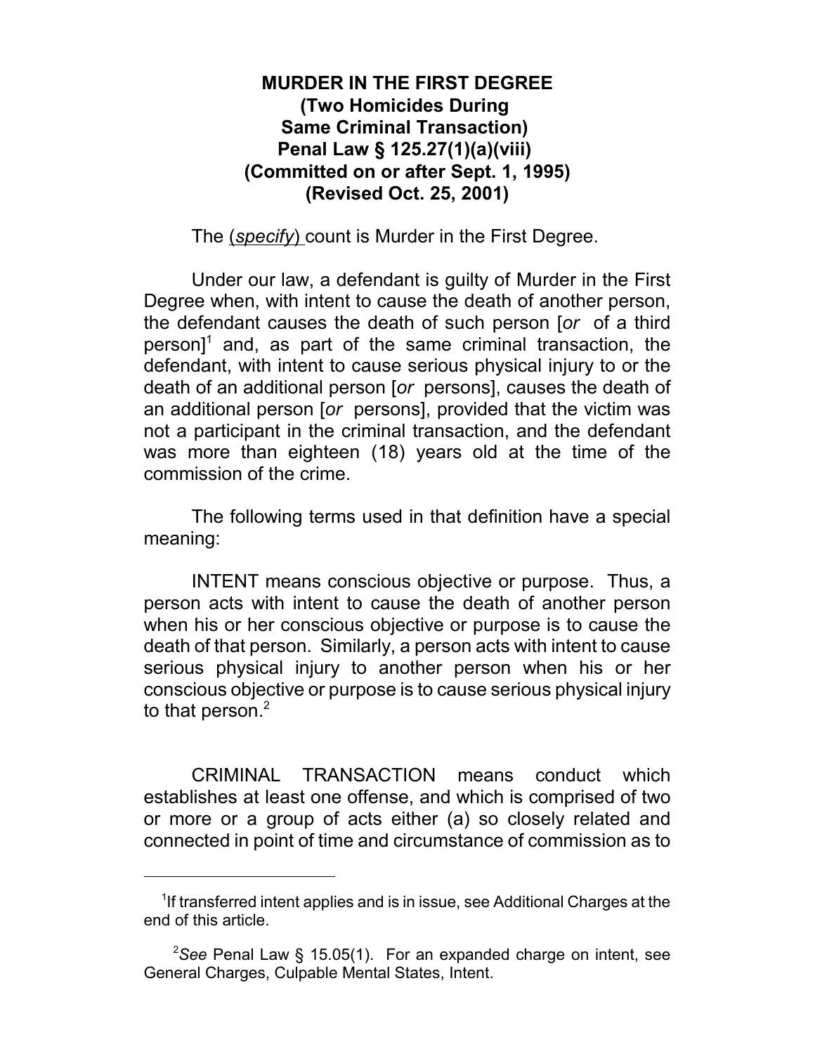**MURDER IN THE FIRST DEGREE**
**(Two Homicides During Same Criminal Transaction)**
**Penal Law § 125.27(1)(a)(viii)**
**(Committed on or after Sept. 1, 1995)**
**(Revised Oct. 25, 2001)**

The (*specify*) count is Murder in the First Degree.

Under our law, a defendant is guilty of Murder in the First Degree when, with intent to cause the death of another person, the defendant causes the death of such person [*or* of a third person][1] and, as part of the same criminal transaction, the defendant, with intent to cause serious physical injury to or the death of an additional person [*or* persons], causes the death of an additional person [*or* persons], provided that the victim was not a participant in the criminal transaction, and the defendant was more than eighteen (18) years old at the time of the commission of the crime.

The following terms used in that definition have a special meaning:

INTENT means conscious objective or purpose. Thus, a person acts with intent to cause the death of another person when his or her conscious objective or purpose is to cause the death of that person. Similarly, a person acts with intent to cause serious physical injury to another person when his or her conscious objective or purpose is to cause serious physical injury to that person.[2]

CRIMINAL TRANSACTION means conduct which establishes at least one offense, and which is comprised of two or more or a group of acts either (a) so closely related and connected in point of time and circumstance of commission as to

---

[1] If transferred intent applies and is in issue, see Additional Charges at the end of this article.

[2] *See* Penal Law § 15.05(1). For an expanded charge on intent, see General Charges, Culpable Mental States, Intent.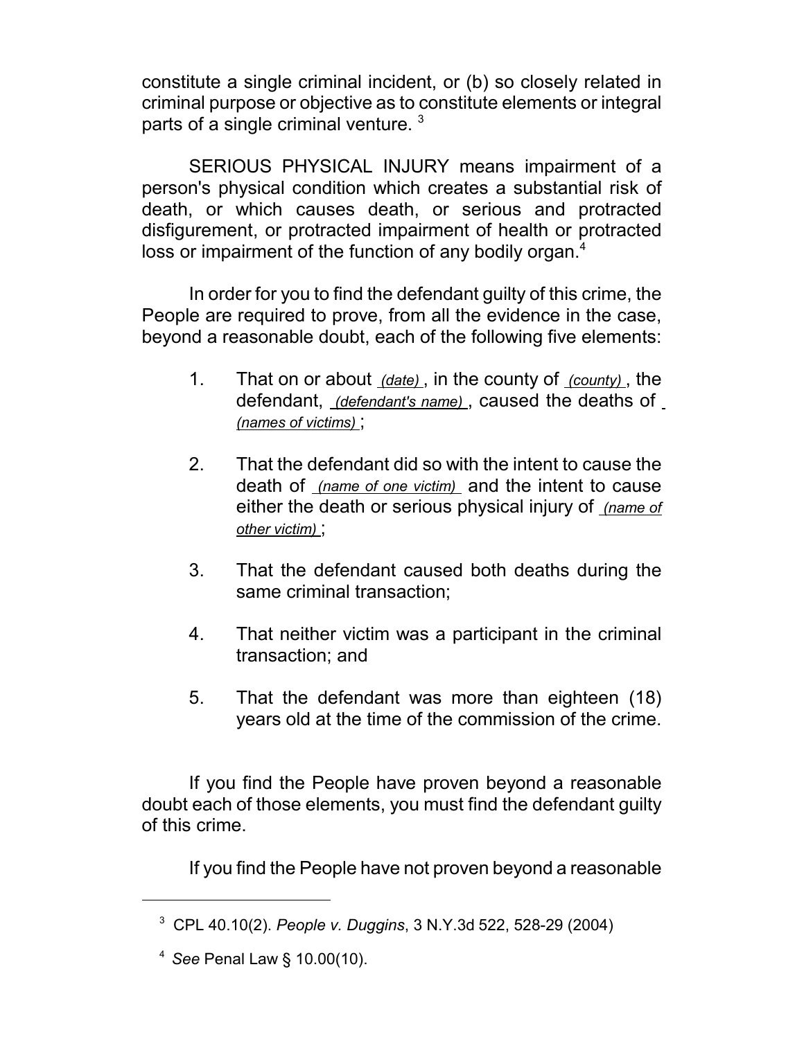constitute a single criminal incident, or (b) so closely related in criminal purpose or objective as to constitute elements or integral parts of a single criminal venture. [3]

SERIOUS PHYSICAL INJURY means impairment of a person's physical condition which creates a substantial risk of death, or which causes death, or serious and protracted disfigurement, or protracted impairment of health or protracted loss or impairment of the function of any bodily organ.[4]

In order for you to find the defendant guilty of this crime, the People are required to prove, from all the evidence in the case, beyond a reasonable doubt, each of the following five elements:

1. That on or about *(date)*, in the county of *(county)*, the defendant, *(defendant's name)*, caused the deaths of *(names of victims)*;

2. That the defendant did so with the intent to cause the death of *(name of one victim)* and the intent to cause either the death or serious physical injury of *(name of other victim)*;

3. That the defendant caused both deaths during the same criminal transaction;

4. That neither victim was a participant in the criminal transaction; and

5. That the defendant was more than eighteen (18) years old at the time of the commission of the crime.

If you find the People have proven beyond a reasonable doubt each of those elements, you must find the defendant guilty of this crime.

If you find the People have not proven beyond a reasonable

---

[3] CPL 40.10(2). *People v. Duggins*, 3 N.Y.3d 522, 528-29 (2004)

[4] *See* Penal Law § 10.00(10).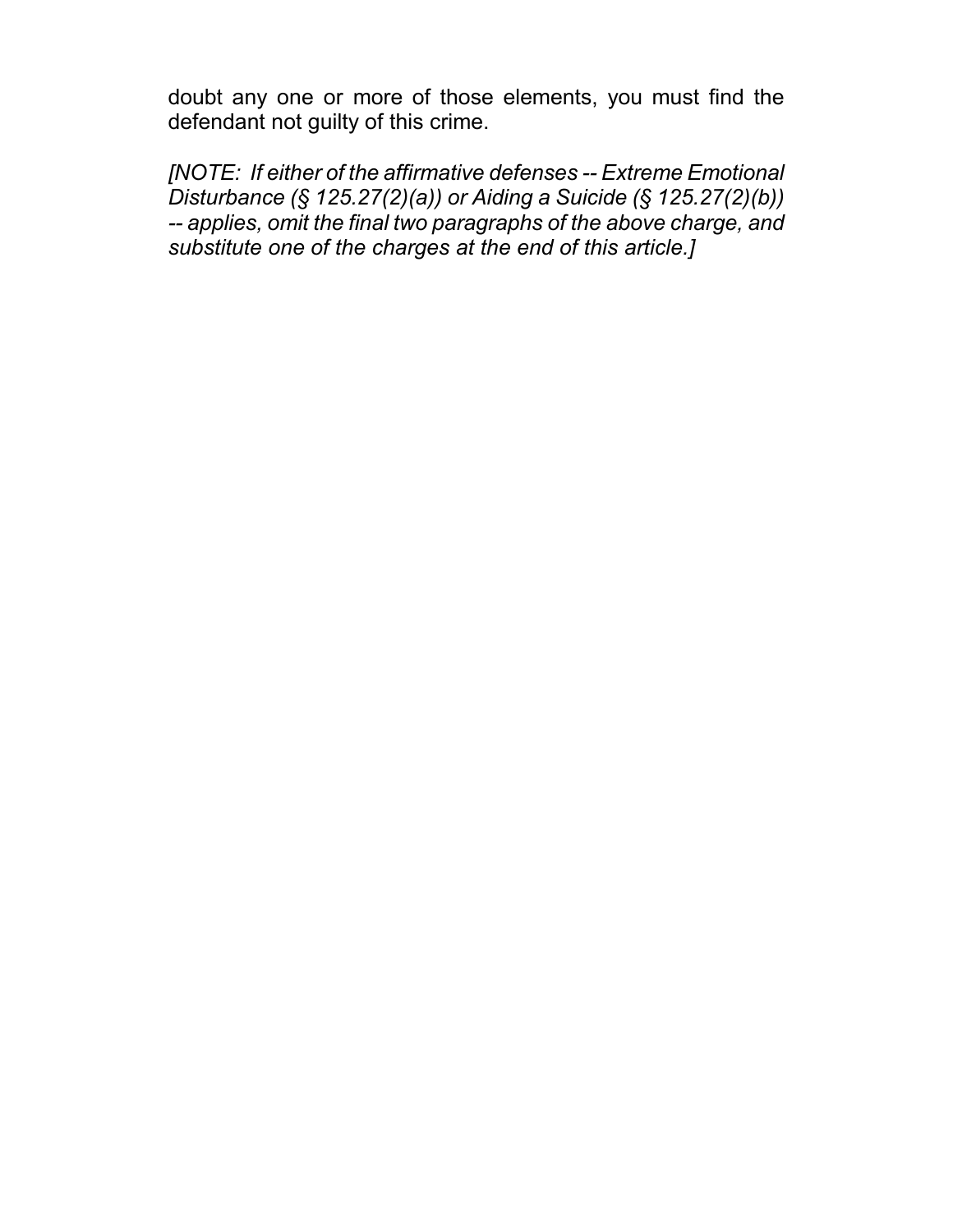doubt any one or more of those elements, you must find the defendant not guilty of this crime.

*[NOTE: If either of the affirmative defenses -- Extreme Emotional Disturbance (§ 125.27(2)(a)) or Aiding a Suicide (§ 125.27(2)(b)) -- applies, omit the final two paragraphs of the above charge, and substitute one of the charges at the end of this article.]*